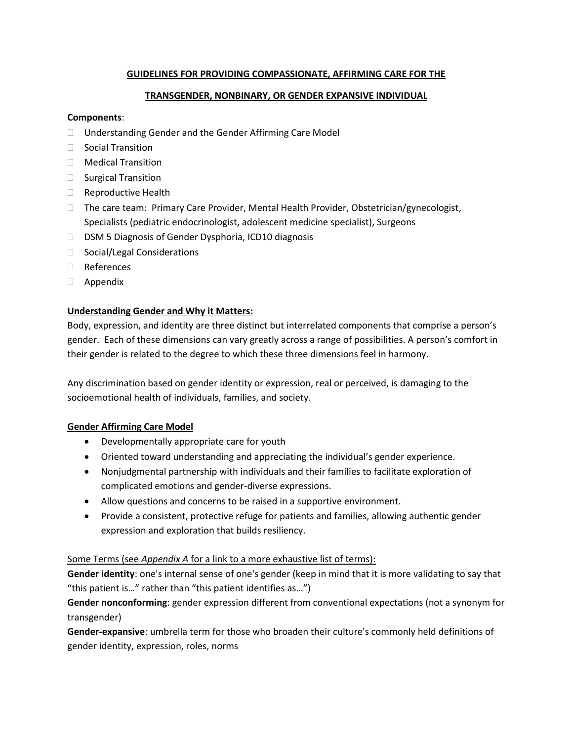## GUIDELINES FOR PROVIDING COMPASSIONATE, AFFIRMING CARE FOR THE TRANSGENDER, NONBINARY, OR GENDER EXPANSIVE INDIVIDUAL

**Components**:

- Understanding Gender and the Gender Affirming Care Model
- Social Transition
- Medical Transition
- Surgical Transition
- Reproductive Health
- The care team: Primary Care Provider, Mental Health Provider, Obstetrician/gynecologist, Specialists (pediatric endocrinologist, adolescent medicine specialist), Surgeons
- DSM 5 Diagnosis of Gender Dysphoria, ICD10 diagnosis
- Social/Legal Considerations
- References
- Appendix

### Understanding Gender and Why it Matters:

Body, expression, and identity are three distinct but interrelated components that comprise a person's gender. Each of these dimensions can vary greatly across a range of possibilities. A person's comfort in their gender is related to the degree to which these three dimensions feel in harmony.

Any discrimination based on gender identity or expression, real or perceived, is damaging to the socioemotional health of individuals, families, and society.

### Gender Affirming Care Model

- Developmentally appropriate care for youth
- Oriented toward understanding and appreciating the individual's gender experience.
- Nonjudgmental partnership with individuals and their families to facilitate exploration of complicated emotions and gender-diverse expressions.
- Allow questions and concerns to be raised in a supportive environment.
- Provide a consistent, protective refuge for patients and families, allowing authentic gender expression and exploration that builds resiliency.

Some Terms (see *Appendix A* for a link to a more exhaustive list of terms):

**Gender identity**: one's internal sense of one's gender (keep in mind that it is more validating to say that "this patient is…" rather than "this patient identifies as…")

**Gender nonconforming**: gender expression different from conventional expectations (not a synonym for transgender)

**Gender-expansive**: umbrella term for those who broaden their culture's commonly held definitions of gender identity, expression, roles, norms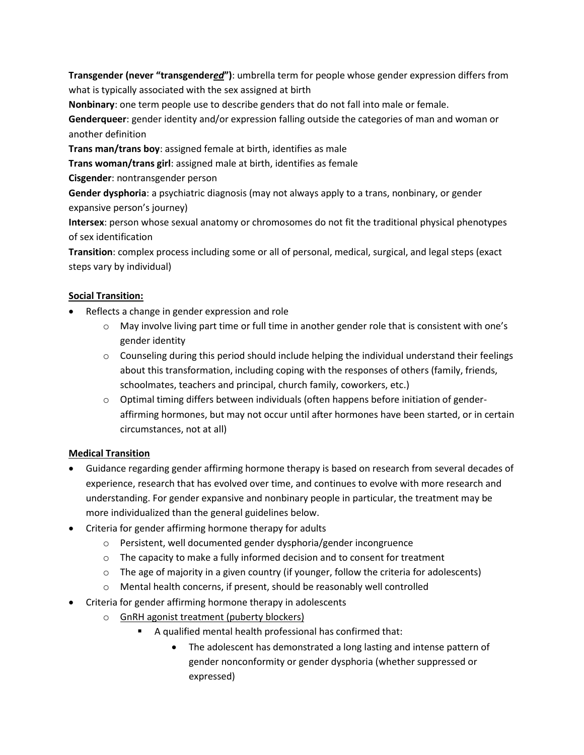**Transgender (never "transgender*__ed__*")**: umbrella term for people whose gender expression differs from what is typically associated with the sex assigned at birth

**Nonbinary**: one term people use to describe genders that do not fall into male or female.

**Genderqueer**: gender identity and/or expression falling outside the categories of man and woman or another definition

**Trans man/trans boy**: assigned female at birth, identifies as male

**Trans woman/trans girl**: assigned male at birth, identifies as female

**Cisgender**: nontransgender person

**Gender dysphoria**: a psychiatric diagnosis (may not always apply to a trans, nonbinary, or gender expansive person's journey)

**Intersex**: person whose sexual anatomy or chromosomes do not fit the traditional physical phenotypes of sex identification

**Transition**: complex process including some or all of personal, medical, surgical, and legal steps (exact steps vary by individual)

<u>**Social Transition:**</u>

- Reflects a change in gender expression and role
  - May involve living part time or full time in another gender role that is consistent with one's gender identity
  - Counseling during this period should include helping the individual understand their feelings about this transformation, including coping with the responses of others (family, friends, schoolmates, teachers and principal, church family, coworkers, etc.)
  - Optimal timing differs between individuals (often happens before initiation of gender-affirming hormones, but may not occur until after hormones have been started, or in certain circumstances, not at all)

<u>**Medical Transition**</u>

- Guidance regarding gender affirming hormone therapy is based on research from several decades of experience, research that has evolved over time, and continues to evolve with more research and understanding. For gender expansive and nonbinary people in particular, the treatment may be more individualized than the general guidelines below.
- Criteria for gender affirming hormone therapy for adults
  - Persistent, well documented gender dysphoria/gender incongruence
  - The capacity to make a fully informed decision and to consent for treatment
  - The age of majority in a given country (if younger, follow the criteria for adolescents)
  - Mental health concerns, if present, should be reasonably well controlled
- Criteria for gender affirming hormone therapy in adolescents
  - <u>GnRH agonist treatment (puberty blockers)</u>
    - A qualified mental health professional has confirmed that:
      - The adolescent has demonstrated a long lasting and intense pattern of gender nonconformity or gender dysphoria (whether suppressed or expressed)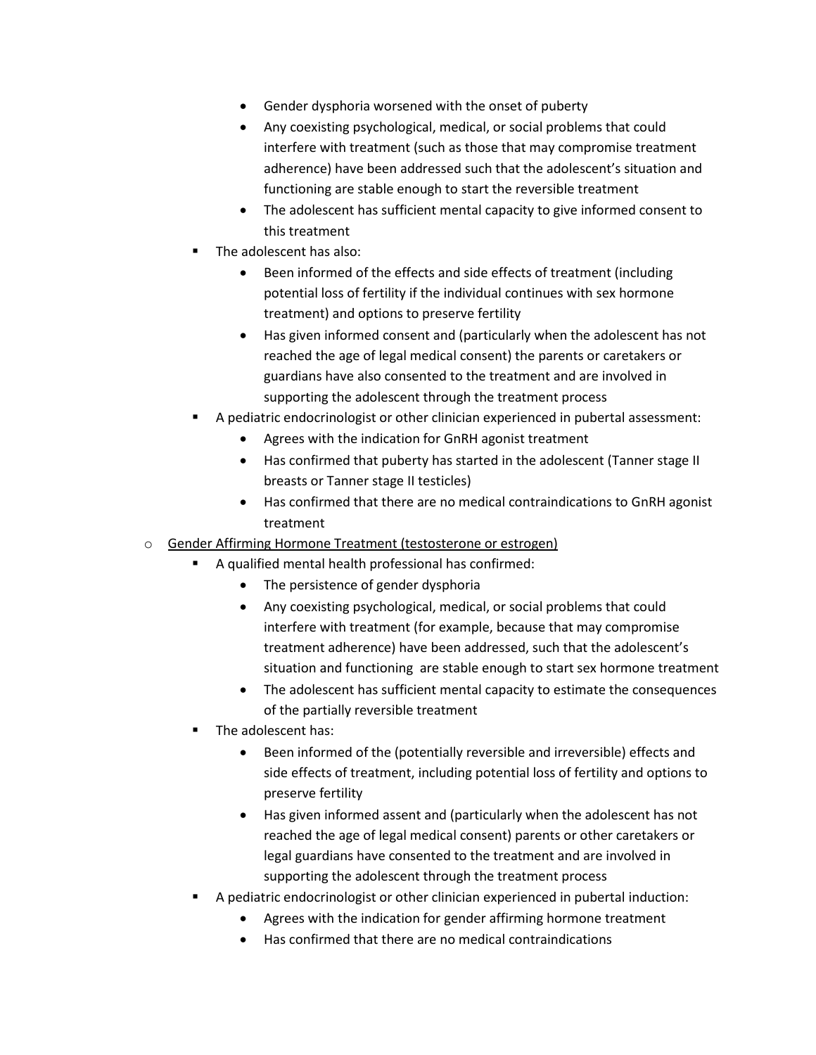- Gender dysphoria worsened with the onset of puberty
        - Any coexisting psychological, medical, or social problems that could interfere with treatment (such as those that may compromise treatment adherence) have been addressed such that the adolescent's situation and functioning are stable enough to start the reversible treatment
        - The adolescent has sufficient mental capacity to give informed consent to this treatment
    - The adolescent has also:
        - Been informed of the effects and side effects of treatment (including potential loss of fertility if the individual continues with sex hormone treatment) and options to preserve fertility
        - Has given informed consent and (particularly when the adolescent has not reached the age of legal medical consent) the parents or caretakers or guardians have also consented to the treatment and are involved in supporting the adolescent through the treatment process
    - A pediatric endocrinologist or other clinician experienced in pubertal assessment:
        - Agrees with the indication for GnRH agonist treatment
        - Has confirmed that puberty has started in the adolescent (Tanner stage II breasts or Tanner stage II testicles)
        - Has confirmed that there are no medical contraindications to GnRH agonist treatment
- <u>Gender Affirming Hormone Treatment (testosterone or estrogen)</u>
    - A qualified mental health professional has confirmed:
        - The persistence of gender dysphoria
        - Any coexisting psychological, medical, or social problems that could interfere with treatment (for example, because that may compromise treatment adherence) have been addressed, such that the adolescent's situation and functioning are stable enough to start sex hormone treatment
        - The adolescent has sufficient mental capacity to estimate the consequences of the partially reversible treatment
    - The adolescent has:
        - Been informed of the (potentially reversible and irreversible) effects and side effects of treatment, including potential loss of fertility and options to preserve fertility
        - Has given informed assent and (particularly when the adolescent has not reached the age of legal medical consent) parents or other caretakers or legal guardians have consented to the treatment and are involved in supporting the adolescent through the treatment process
    - A pediatric endocrinologist or other clinician experienced in pubertal induction:
        - Agrees with the indication for gender affirming hormone treatment
        - Has confirmed that there are no medical contraindications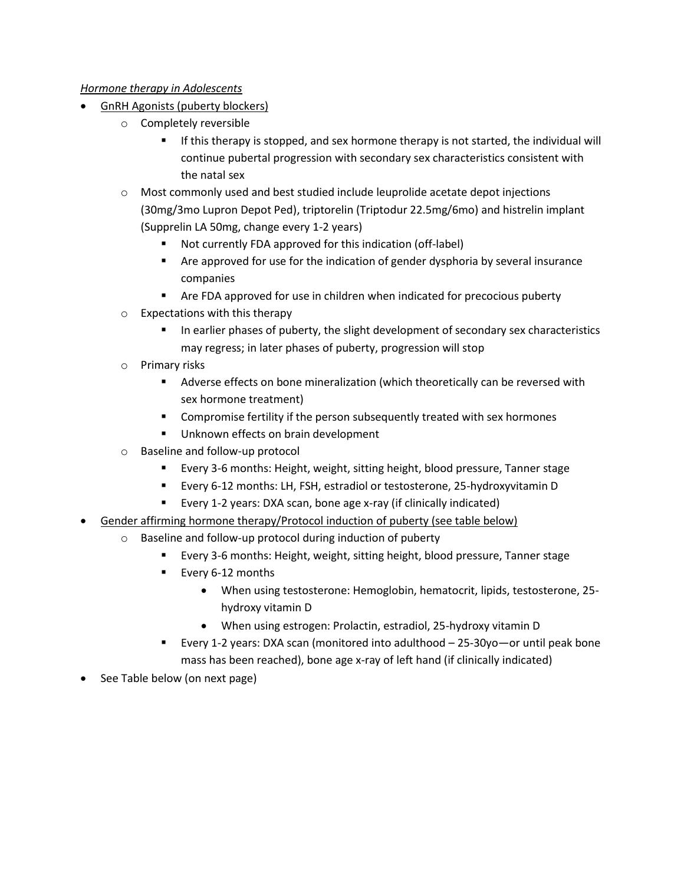*Hormone therapy in Adolescents*

- GnRH Agonists (puberty blockers)
    - Completely reversible
        - If this therapy is stopped, and sex hormone therapy is not started, the individual will continue pubertal progression with secondary sex characteristics consistent with the natal sex
    - Most commonly used and best studied include leuprolide acetate depot injections (30mg/3mo Lupron Depot Ped), triptorelin (Triptodur 22.5mg/6mo) and histrelin implant (Supprelin LA 50mg, change every 1-2 years)
        - Not currently FDA approved for this indication (off-label)
        - Are approved for use for the indication of gender dysphoria by several insurance companies
        - Are FDA approved for use in children when indicated for precocious puberty
    - Expectations with this therapy
        - In earlier phases of puberty, the slight development of secondary sex characteristics may regress; in later phases of puberty, progression will stop
    - Primary risks
        - Adverse effects on bone mineralization (which theoretically can be reversed with sex hormone treatment)
        - Compromise fertility if the person subsequently treated with sex hormones
        - Unknown effects on brain development
    - Baseline and follow-up protocol
        - Every 3-6 months: Height, weight, sitting height, blood pressure, Tanner stage
        - Every 6-12 months: LH, FSH, estradiol or testosterone, 25-hydroxyvitamin D
        - Every 1-2 years: DXA scan, bone age x-ray (if clinically indicated)
- Gender affirming hormone therapy/Protocol induction of puberty (see table below)
    - Baseline and follow-up protocol during induction of puberty
        - Every 3-6 months: Height, weight, sitting height, blood pressure, Tanner stage
        - Every 6-12 months
            - When using testosterone: Hemoglobin, hematocrit, lipids, testosterone, 25-hydroxy vitamin D
            - When using estrogen: Prolactin, estradiol, 25-hydroxy vitamin D
        - Every 1-2 years: DXA scan (monitored into adulthood – 25-30yo—or until peak bone mass has been reached), bone age x-ray of left hand (if clinically indicated)
- See Table below (on next page)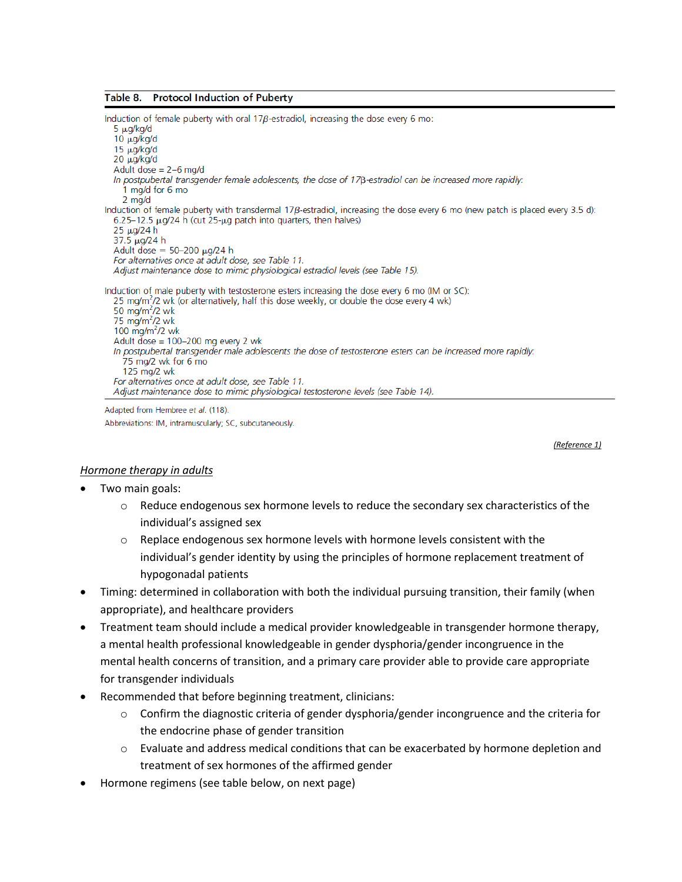**Table 8. Protocol Induction of Puberty**

Induction of female puberty with oral 17β-estradiol, increasing the dose every 6 mo:

- 5 μg/kg/d
- 10 μg/kg/d
- 15 μg/kg/d
- 20 μg/kg/d
- Adult dose = 2–6 mg/d
- *In postpubertal transgender female adolescents, the dose of 17β-estradiol can be increased more rapidly:*
  - 1 mg/d for 6 mo
  - 2 mg/d

Induction of female puberty with transdermal 17β-estradiol, increasing the dose every 6 mo (new patch is placed every 3.5 d):

- 6.25–12.5 μg/24 h (cut 25-μg patch into quarters, then halves)
- 25 μg/24 h
- 37.5 μg/24 h
- Adult dose = 50–200 μg/24 h
- *For alternatives once at adult dose, see Table 11.*
- *Adjust maintenance dose to mimic physiological estradiol levels (see Table 15).*

Induction of male puberty with testosterone esters increasing the dose every 6 mo (IM or SC):

- 25 mg/m²/2 wk (or alternatively, half this dose weekly, or double the dose every 4 wk)
- 50 mg/m²/2 wk
- 75 mg/m²/2 wk
- 100 mg/m²/2 wk
- Adult dose = 100–200 mg every 2 wk
- *In postpubertal transgender male adolescents the dose of testosterone esters can be increased more rapidly:*
  - 75 mg/2 wk for 6 mo
  - 125 mg/2 wk
- *For alternatives once at adult dose, see Table 11.*
- *Adjust maintenance dose to mimic physiological testosterone levels (see Table 14).*

Adapted from Hembree et *al.* (118).

Abbreviations: IM, intramuscularly; SC, subcutaneously.

(Reference 1)

## *Hormone therapy in adults*

- Two main goals:
  - Reduce endogenous sex hormone levels to reduce the secondary sex characteristics of the individual's assigned sex
  - Replace endogenous sex hormone levels with hormone levels consistent with the individual's gender identity by using the principles of hormone replacement treatment of hypogonadal patients
- Timing: determined in collaboration with both the individual pursuing transition, their family (when appropriate), and healthcare providers
- Treatment team should include a medical provider knowledgeable in transgender hormone therapy, a mental health professional knowledgeable in gender dysphoria/gender incongruence in the mental health concerns of transition, and a primary care provider able to provide care appropriate for transgender individuals
- Recommended that before beginning treatment, clinicians:
  - Confirm the diagnostic criteria of gender dysphoria/gender incongruence and the criteria for the endocrine phase of gender transition
  - Evaluate and address medical conditions that can be exacerbated by hormone depletion and treatment of sex hormones of the affirmed gender
- Hormone regimens (see table below, on next page)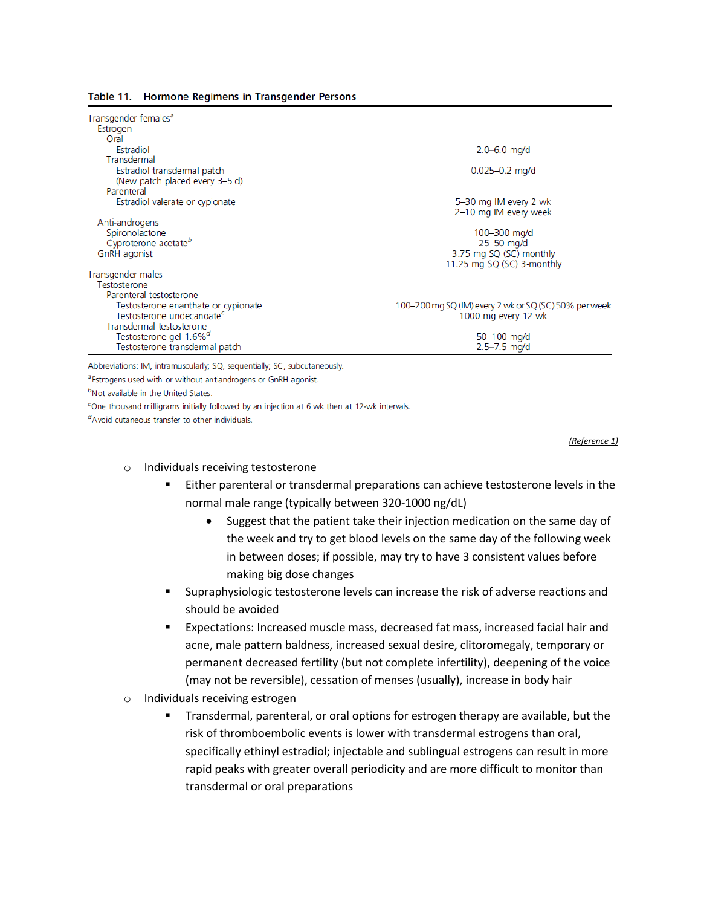**Table 11. Hormone Regimens in Transgender Persons**

| | |
|---|---|
| Transgender females[a] | |
| Estrogen | |
| Oral | |
| Estradiol | 2.0–6.0 mg/d |
| Transdermal | |
| Estradiol transdermal patch (New patch placed every 3–5 d) | 0.025–0.2 mg/d |
| Parenteral | |
| Estradiol valerate or cypionate | 5–30 mg IM every 2 wk<br>2–10 mg IM every week |
| Anti-androgens | |
| Spironolactone | 100–300 mg/d |
| Cyproterone acetate[b] | 25–50 mg/d |
| GnRH agonist | 3.75 mg SQ (SC) monthly<br>11.25 mg SQ (SC) 3-monthly |
| Transgender males | |
| Testosterone | |
| Parenteral testosterone | |
| Testosterone enanthate or cypionate | 100–200 mg SQ (IM) every 2 wk or SQ (SC) 50% per week |
| Testosterone undecanoate[c] | 1000 mg every 12 wk |
| Transdermal testosterone | |
| Testosterone gel 1.6%[d] | 50–100 mg/d |
| Testosterone transdermal patch | 2.5–7.5 mg/d |

Abbreviations: IM, intramuscularly; SQ, sequentially; SC, subcutaneously.

[a]Estrogens used with or without antiandrogens or GnRH agonist.

[b]Not available in the United States.

[c]One thousand milligrams initially followed by an injection at 6 wk then at 12-wk intervals.

[d]Avoid cutaneous transfer to other individuals.

*(Reference 1)*

- Individuals receiving testosterone
  - Either parenteral or transdermal preparations can achieve testosterone levels in the normal male range (typically between 320-1000 ng/dL)
    - Suggest that the patient take their injection medication on the same day of the week and try to get blood levels on the same day of the following week in between doses; if possible, may try to have 3 consistent values before making big dose changes
  - Supraphysiologic testosterone levels can increase the risk of adverse reactions and should be avoided
  - Expectations: Increased muscle mass, decreased fat mass, increased facial hair and acne, male pattern baldness, increased sexual desire, clitoromegaly, temporary or permanent decreased fertility (but not complete infertility), deepening of the voice (may not be reversible), cessation of menses (usually), increase in body hair
- Individuals receiving estrogen
  - Transdermal, parenteral, or oral options for estrogen therapy are available, but the risk of thromboembolic events is lower with transdermal estrogens than oral, specifically ethinyl estradiol; injectable and sublingual estrogens can result in more rapid peaks with greater overall periodicity and are more difficult to monitor than transdermal or oral preparations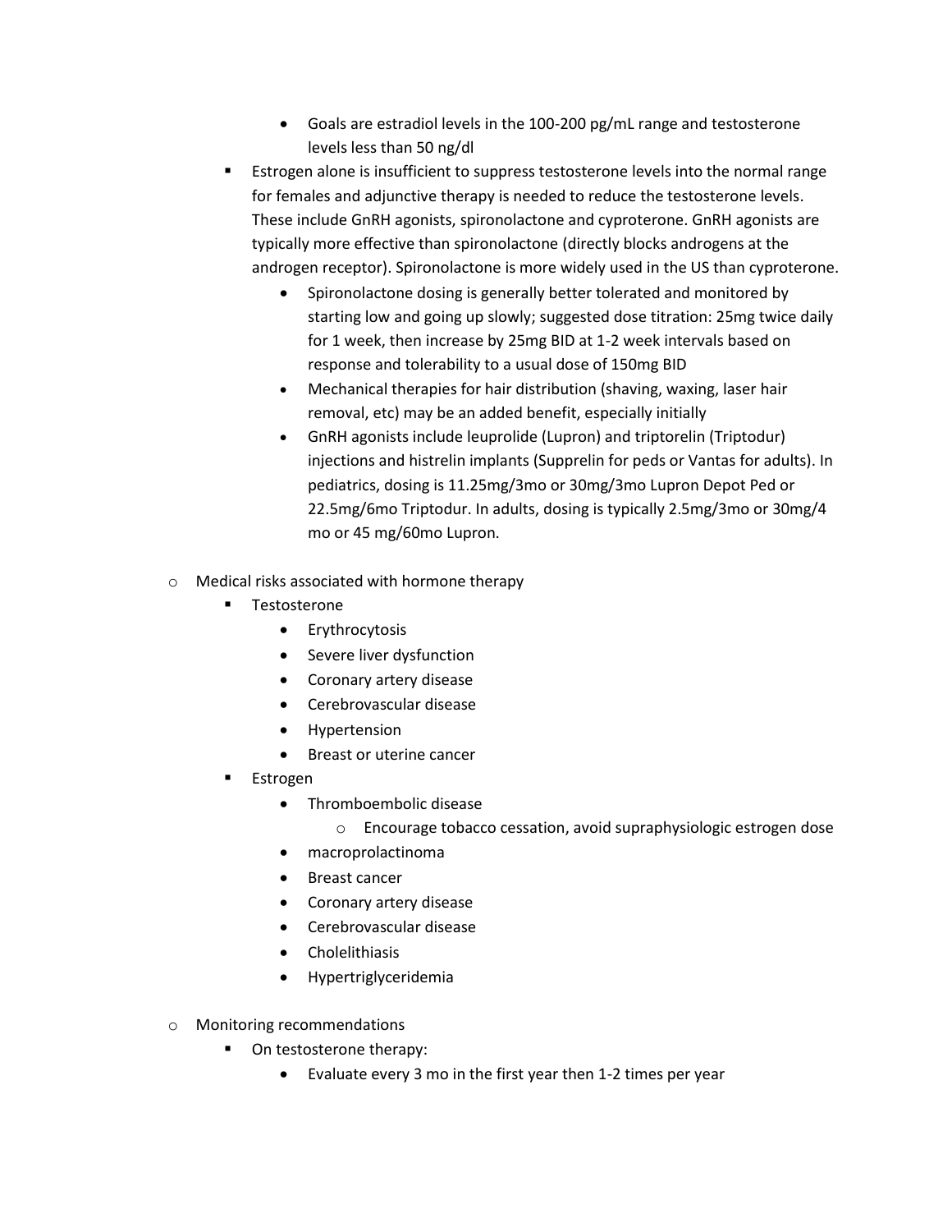- Goals are estradiol levels in the 100-200 pg/mL range and testosterone levels less than 50 ng/dl
    - Estrogen alone is insufficient to suppress testosterone levels into the normal range for females and adjunctive therapy is needed to reduce the testosterone levels. These include GnRH agonists, spironolactone and cyproterone. GnRH agonists are typically more effective than spironolactone (directly blocks androgens at the androgen receptor). Spironolactone is more widely used in the US than cyproterone.
        - Spironolactone dosing is generally better tolerated and monitored by starting low and going up slowly; suggested dose titration: 25mg twice daily for 1 week, then increase by 25mg BID at 1-2 week intervals based on response and tolerability to a usual dose of 150mg BID
        - Mechanical therapies for hair distribution (shaving, waxing, laser hair removal, etc) may be an added benefit, especially initially
        - GnRH agonists include leuprolide (Lupron) and triptorelin (Triptodur) injections and histrelin implants (Supprelin for peds or Vantas for adults). In pediatrics, dosing is 11.25mg/3mo or 30mg/3mo Lupron Depot Ped or 22.5mg/6mo Triptodur. In adults, dosing is typically 2.5mg/3mo or 30mg/4 mo or 45 mg/60mo Lupron.

- Medical risks associated with hormone therapy
    - Testosterone
        - Erythrocytosis
        - Severe liver dysfunction
        - Coronary artery disease
        - Cerebrovascular disease
        - Hypertension
        - Breast or uterine cancer
    - Estrogen
        - Thromboembolic disease
            - Encourage tobacco cessation, avoid supraphysiologic estrogen dose
        - macroprolactinoma
        - Breast cancer
        - Coronary artery disease
        - Cerebrovascular disease
        - Cholelithiasis
        - Hypertriglyceridemia

- Monitoring recommendations
    - On testosterone therapy:
        - Evaluate every 3 mo in the first year then 1-2 times per year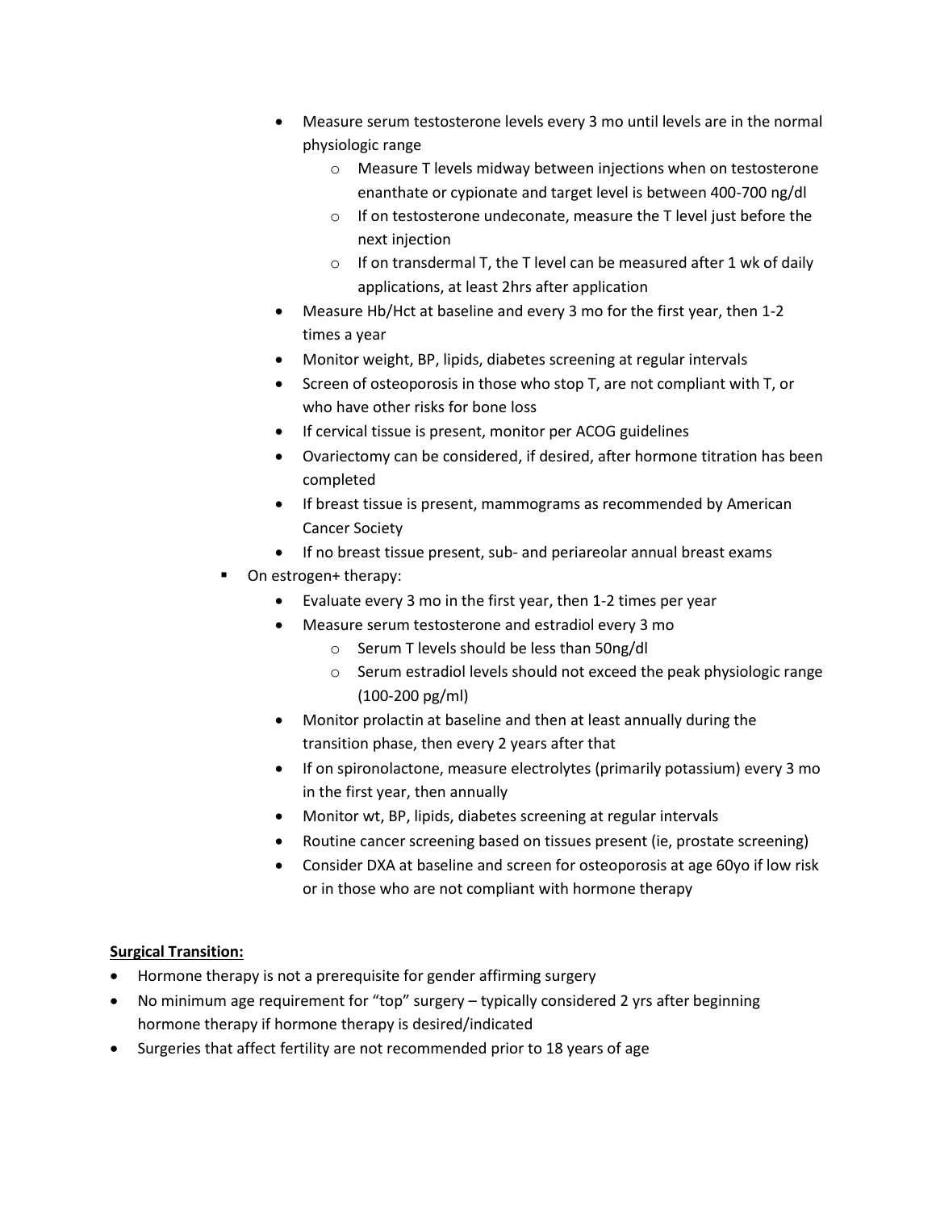- Measure serum testosterone levels every 3 mo until levels are in the normal physiologic range
  - Measure T levels midway between injections when on testosterone enanthate or cypionate and target level is between 400-700 ng/dl
  - If on testosterone undeconate, measure the T level just before the next injection
  - If on transdermal T, the T level can be measured after 1 wk of daily applications, at least 2hrs after application
- Measure Hb/Hct at baseline and every 3 mo for the first year, then 1-2 times a year
- Monitor weight, BP, lipids, diabetes screening at regular intervals
- Screen of osteoporosis in those who stop T, are not compliant with T, or who have other risks for bone loss
- If cervical tissue is present, monitor per ACOG guidelines
- Ovariectomy can be considered, if desired, after hormone titration has been completed
- If breast tissue is present, mammograms as recommended by American Cancer Society
- If no breast tissue present, sub- and periareolar annual breast exams

- On estrogen+ therapy:
  - Evaluate every 3 mo in the first year, then 1-2 times per year
  - Measure serum testosterone and estradiol every 3 mo
    - Serum T levels should be less than 50ng/dl
    - Serum estradiol levels should not exceed the peak physiologic range (100-200 pg/ml)
  - Monitor prolactin at baseline and then at least annually during the transition phase, then every 2 years after that
  - If on spironolactone, measure electrolytes (primarily potassium) every 3 mo in the first year, then annually
  - Monitor wt, BP, lipids, diabetes screening at regular intervals
  - Routine cancer screening based on tissues present (ie, prostate screening)
  - Consider DXA at baseline and screen for osteoporosis at age 60yo if low risk or in those who are not compliant with hormone therapy

**Surgical Transition:**

- Hormone therapy is not a prerequisite for gender affirming surgery
- No minimum age requirement for "top" surgery – typically considered 2 yrs after beginning hormone therapy if hormone therapy is desired/indicated
- Surgeries that affect fertility are not recommended prior to 18 years of age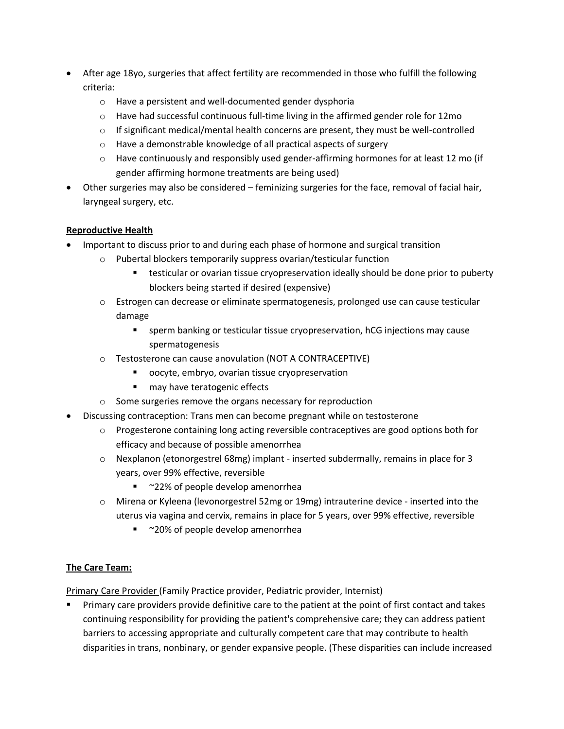- After age 18yo, surgeries that affect fertility are recommended in those who fulfill the following criteria:
  - Have a persistent and well-documented gender dysphoria
  - Have had successful continuous full-time living in the affirmed gender role for 12mo
  - If significant medical/mental health concerns are present, they must be well-controlled
  - Have a demonstrable knowledge of all practical aspects of surgery
  - Have continuously and responsibly used gender-affirming hormones for at least 12 mo (if gender affirming hormone treatments are being used)
- Other surgeries may also be considered – feminizing surgeries for the face, removal of facial hair, laryngeal surgery, etc.

**Reproductive Health**

- Important to discuss prior to and during each phase of hormone and surgical transition
  - Pubertal blockers temporarily suppress ovarian/testicular function
    - testicular or ovarian tissue cryopreservation ideally should be done prior to puberty blockers being started if desired (expensive)
  - Estrogen can decrease or eliminate spermatogenesis, prolonged use can cause testicular damage
    - sperm banking or testicular tissue cryopreservation, hCG injections may cause spermatogenesis
  - Testosterone can cause anovulation (NOT A CONTRACEPTIVE)
    - oocyte, embryo, ovarian tissue cryopreservation
    - may have teratogenic effects
  - Some surgeries remove the organs necessary for reproduction
- Discussing contraception: Trans men can become pregnant while on testosterone
  - Progesterone containing long acting reversible contraceptives are good options both for efficacy and because of possible amenorrhea
  - Nexplanon (etonorgestrel 68mg) implant - inserted subdermally, remains in place for 3 years, over 99% effective, reversible
    - ~22% of people develop amenorrhea
  - Mirena or Kyleena (levonorgestrel 52mg or 19mg) intrauterine device - inserted into the uterus via vagina and cervix, remains in place for 5 years, over 99% effective, reversible
    - ~20% of people develop amenorrhea

**The Care Team:**

Primary Care Provider (Family Practice provider, Pediatric provider, Internist)

- Primary care providers provide definitive care to the patient at the point of first contact and takes continuing responsibility for providing the patient's comprehensive care; they can address patient barriers to accessing appropriate and culturally competent care that may contribute to health disparities in trans, nonbinary, or gender expansive people. (These disparities can include increased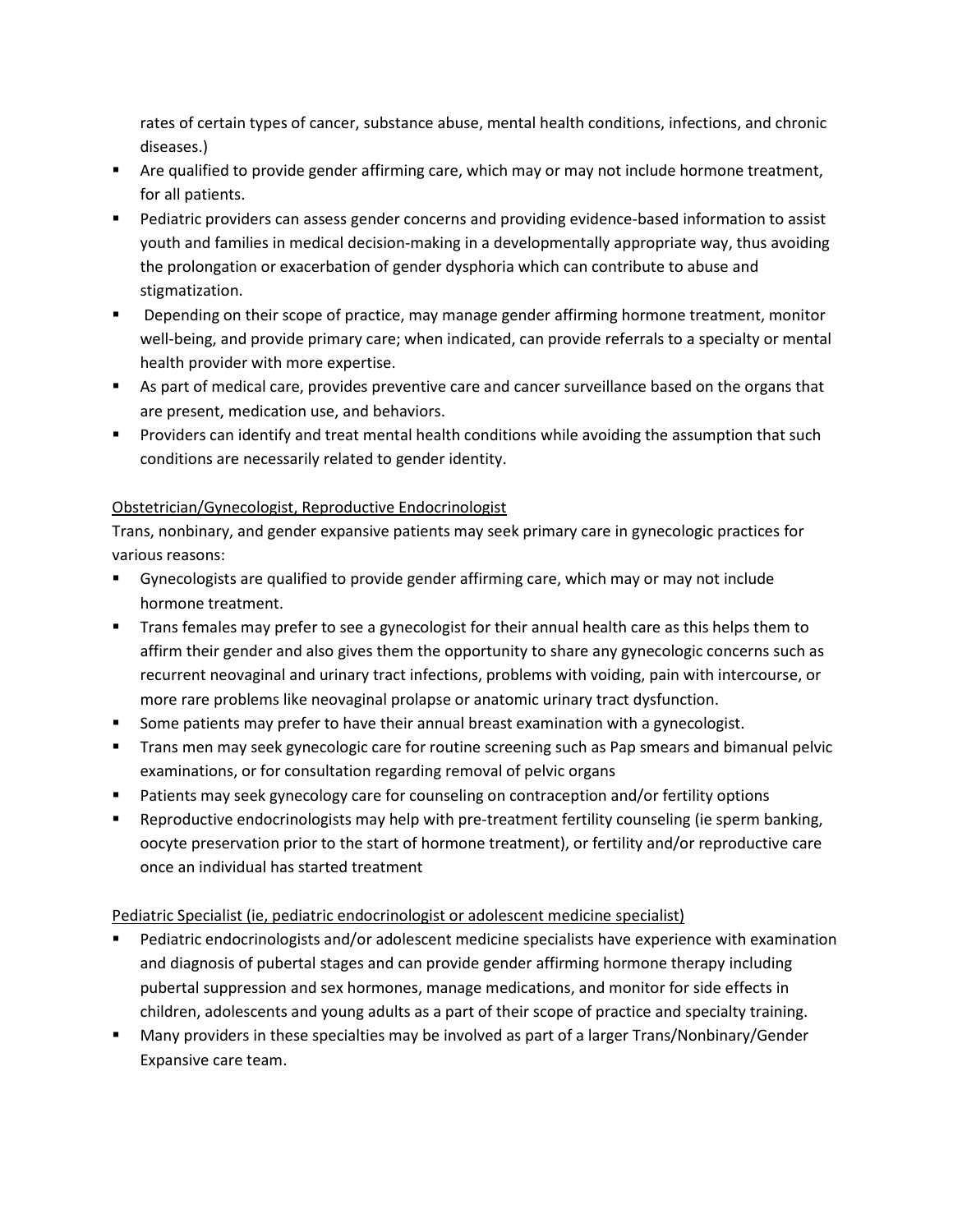rates of certain types of cancer, substance abuse, mental health conditions, infections, and chronic diseases.)

- Are qualified to provide gender affirming care, which may or may not include hormone treatment, for all patients.
- Pediatric providers can assess gender concerns and providing evidence-based information to assist youth and families in medical decision-making in a developmentally appropriate way, thus avoiding the prolongation or exacerbation of gender dysphoria which can contribute to abuse and stigmatization.
- Depending on their scope of practice, may manage gender affirming hormone treatment, monitor well-being, and provide primary care; when indicated, can provide referrals to a specialty or mental health provider with more expertise.
- As part of medical care, provides preventive care and cancer surveillance based on the organs that are present, medication use, and behaviors.
- Providers can identify and treat mental health conditions while avoiding the assumption that such conditions are necessarily related to gender identity.

<u>Obstetrician/Gynecologist, Reproductive Endocrinologist</u>

Trans, nonbinary, and gender expansive patients may seek primary care in gynecologic practices for various reasons:

- Gynecologists are qualified to provide gender affirming care, which may or may not include hormone treatment.
- Trans females may prefer to see a gynecologist for their annual health care as this helps them to affirm their gender and also gives them the opportunity to share any gynecologic concerns such as recurrent neovaginal and urinary tract infections, problems with voiding, pain with intercourse, or more rare problems like neovaginal prolapse or anatomic urinary tract dysfunction.
- Some patients may prefer to have their annual breast examination with a gynecologist.
- Trans men may seek gynecologic care for routine screening such as Pap smears and bimanual pelvic examinations, or for consultation regarding removal of pelvic organs
- Patients may seek gynecology care for counseling on contraception and/or fertility options
- Reproductive endocrinologists may help with pre-treatment fertility counseling (ie sperm banking, oocyte preservation prior to the start of hormone treatment), or fertility and/or reproductive care once an individual has started treatment

<u>Pediatric Specialist (ie, pediatric endocrinologist or adolescent medicine specialist)</u>

- Pediatric endocrinologists and/or adolescent medicine specialists have experience with examination and diagnosis of pubertal stages and can provide gender affirming hormone therapy including pubertal suppression and sex hormones, manage medications, and monitor for side effects in children, adolescents and young adults as a part of their scope of practice and specialty training.
- Many providers in these specialties may be involved as part of a larger Trans/Nonbinary/Gender Expansive care team.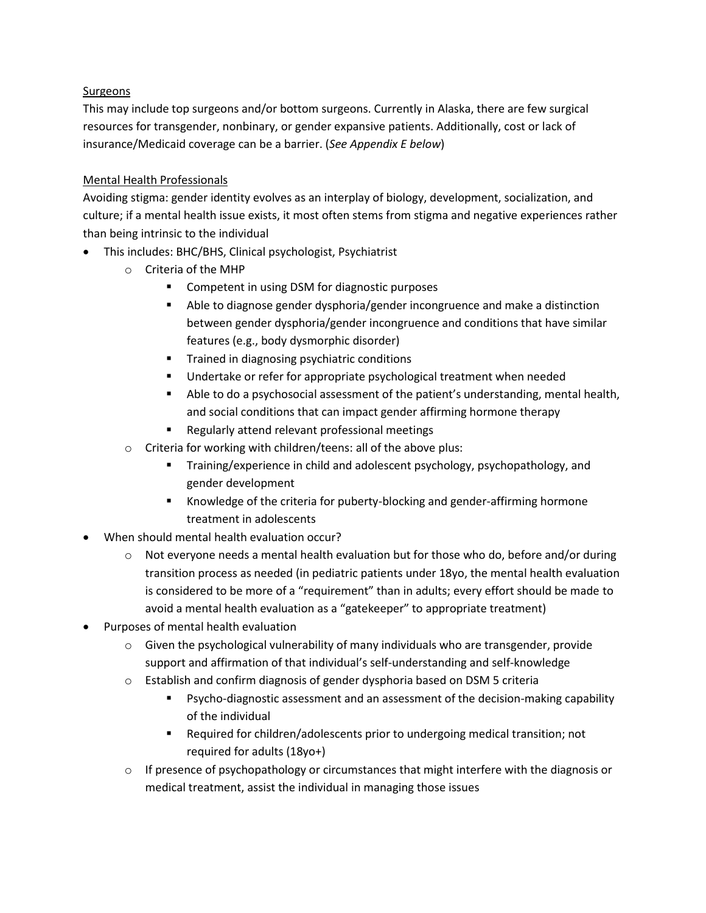<u>Surgeons</u>

This may include top surgeons and/or bottom surgeons. Currently in Alaska, there are few surgical resources for transgender, nonbinary, or gender expansive patients. Additionally, cost or lack of insurance/Medicaid coverage can be a barrier. (*See Appendix E below*)

<u>Mental Health Professionals</u>

Avoiding stigma: gender identity evolves as an interplay of biology, development, socialization, and culture; if a mental health issue exists, it most often stems from stigma and negative experiences rather than being intrinsic to the individual

- This includes: BHC/BHS, Clinical psychologist, Psychiatrist
  - Criteria of the MHP
    - Competent in using DSM for diagnostic purposes
    - Able to diagnose gender dysphoria/gender incongruence and make a distinction between gender dysphoria/gender incongruence and conditions that have similar features (e.g., body dysmorphic disorder)
    - Trained in diagnosing psychiatric conditions
    - Undertake or refer for appropriate psychological treatment when needed
    - Able to do a psychosocial assessment of the patient's understanding, mental health, and social conditions that can impact gender affirming hormone therapy
    - Regularly attend relevant professional meetings
  - Criteria for working with children/teens: all of the above plus:
    - Training/experience in child and adolescent psychology, psychopathology, and gender development
    - Knowledge of the criteria for puberty-blocking and gender-affirming hormone treatment in adolescents
- When should mental health evaluation occur?
  - Not everyone needs a mental health evaluation but for those who do, before and/or during transition process as needed (in pediatric patients under 18yo, the mental health evaluation is considered to be more of a "requirement" than in adults; every effort should be made to avoid a mental health evaluation as a "gatekeeper" to appropriate treatment)
- Purposes of mental health evaluation
  - Given the psychological vulnerability of many individuals who are transgender, provide support and affirmation of that individual's self-understanding and self-knowledge
  - Establish and confirm diagnosis of gender dysphoria based on DSM 5 criteria
    - Psycho-diagnostic assessment and an assessment of the decision-making capability of the individual
    - Required for children/adolescents prior to undergoing medical transition; not required for adults (18yo+)
  - If presence of psychopathology or circumstances that might interfere with the diagnosis or medical treatment, assist the individual in managing those issues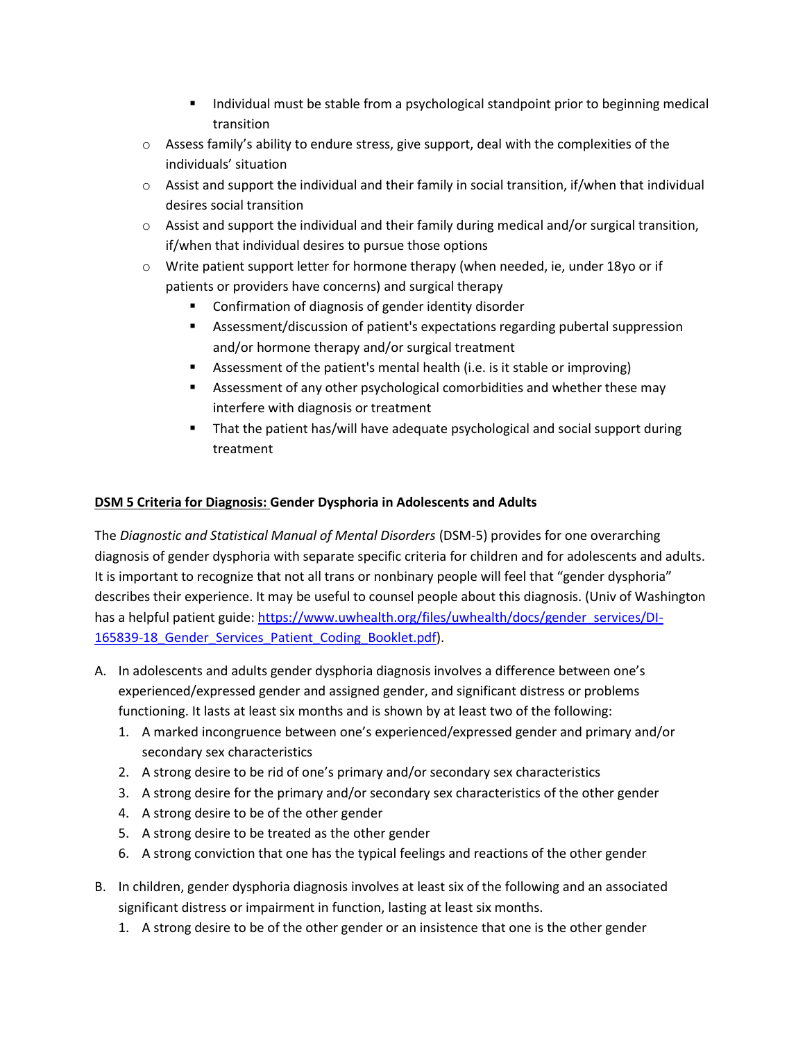- Individual must be stable from a psychological standpoint prior to beginning medical transition
    - Assess family's ability to endure stress, give support, deal with the complexities of the individuals' situation
    - Assist and support the individual and their family in social transition, if/when that individual desires social transition
    - Assist and support the individual and their family during medical and/or surgical transition, if/when that individual desires to pursue those options
    - Write patient support letter for hormone therapy (when needed, ie, under 18yo or if patients or providers have concerns) and surgical therapy
        - Confirmation of diagnosis of gender identity disorder
        - Assessment/discussion of patient's expectations regarding pubertal suppression and/or hormone therapy and/or surgical treatment
        - Assessment of the patient's mental health (i.e. is it stable or improving)
        - Assessment of any other psychological comorbidities and whether these may interfere with diagnosis or treatment
        - That the patient has/will have adequate psychological and social support during treatment

**DSM 5 Criteria for Diagnosis: Gender Dysphoria in Adolescents and Adults**

The *Diagnostic and Statistical Manual of Mental Disorders* (DSM-5) provides for one overarching diagnosis of gender dysphoria with separate specific criteria for children and for adolescents and adults. It is important to recognize that not all trans or nonbinary people will feel that "gender dysphoria" describes their experience. It may be useful to counsel people about this diagnosis. (Univ of Washington has a helpful patient guide: https://www.uwhealth.org/files/uwhealth/docs/gender_services/DI-165839-18_Gender_Services_Patient_Coding_Booklet.pdf).

A. In adolescents and adults gender dysphoria diagnosis involves a difference between one's experienced/expressed gender and assigned gender, and significant distress or problems functioning. It lasts at least six months and is shown by at least two of the following:
    1. A marked incongruence between one's experienced/expressed gender and primary and/or secondary sex characteristics
    2. A strong desire to be rid of one's primary and/or secondary sex characteristics
    3. A strong desire for the primary and/or secondary sex characteristics of the other gender
    4. A strong desire to be of the other gender
    5. A strong desire to be treated as the other gender
    6. A strong conviction that one has the typical feelings and reactions of the other gender

B. In children, gender dysphoria diagnosis involves at least six of the following and an associated significant distress or impairment in function, lasting at least six months.
    1. A strong desire to be of the other gender or an insistence that one is the other gender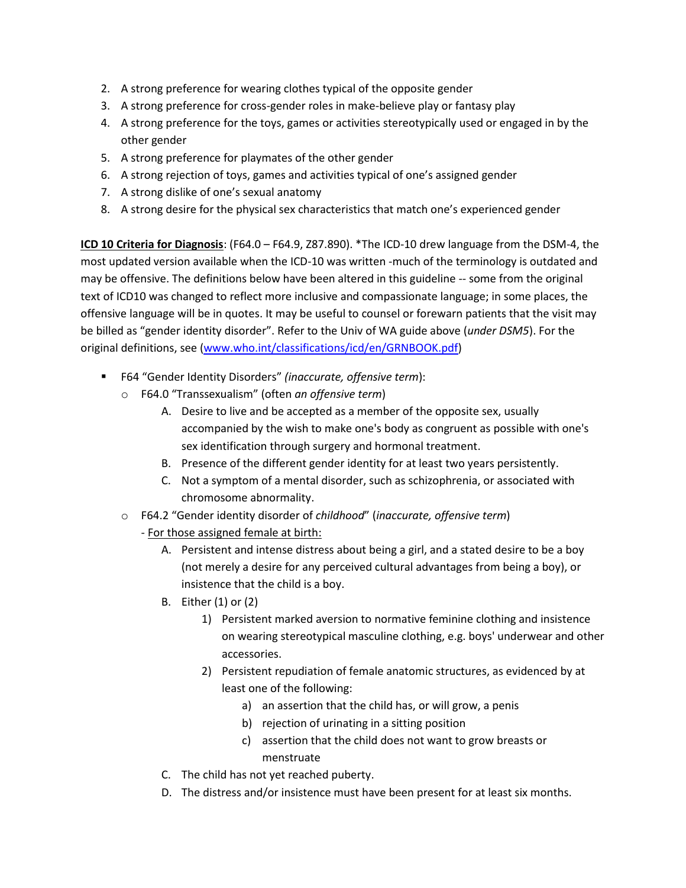2. A strong preference for wearing clothes typical of the opposite gender
3. A strong preference for cross-gender roles in make-believe play or fantasy play
4. A strong preference for the toys, games or activities stereotypically used or engaged in by the other gender
5. A strong preference for playmates of the other gender
6. A strong rejection of toys, games and activities typical of one's assigned gender
7. A strong dislike of one's sexual anatomy
8. A strong desire for the physical sex characteristics that match one's experienced gender

**<u>ICD 10 Criteria for Diagnosis</u>**: (F64.0 – F64.9, Z87.890). *The ICD-10 drew language from the DSM-4, the most updated version available when the ICD-10 was written -much of the terminology is outdated and may be offensive. The definitions below have been altered in this guideline -- some from the original text of ICD10 was changed to reflect more inclusive and compassionate language; in some places, the offensive language will be in quotes. It may be useful to counsel or forewarn patients that the visit may be billed as "gender identity disorder". Refer to the Univ of WA guide above (*under DSM5*). For the original definitions, see ([www.who.int/classifications/icd/en/GRNBOOK.pdf](www.who.int/classifications/icd/en/GRNBOOK.pdf))

- F64 "Gender Identity Disorders" *(inaccurate, offensive term)*:
  - F64.0 "Transsexualism" (often *an offensive term*)
    - A. Desire to live and be accepted as a member of the opposite sex, usually accompanied by the wish to make one's body as congruent as possible with one's sex identification through surgery and hormonal treatment.
    - B. Presence of the different gender identity for at least two years persistently.
    - C. Not a symptom of a mental disorder, such as schizophrenia, or associated with chromosome abnormality.
  - F64.2 "Gender identity disorder of *childhood*" (*inaccurate, offensive term*)

    \- <u>For those assigned female at birth:</u>
    - A. Persistent and intense distress about being a girl, and a stated desire to be a boy (not merely a desire for any perceived cultural advantages from being a boy), or insistence that the child is a boy.
    - B. Either (1) or (2)
      1) Persistent marked aversion to normative feminine clothing and insistence on wearing stereotypical masculine clothing, e.g. boys' underwear and other accessories.
      2) Persistent repudiation of female anatomic structures, as evidenced by at least one of the following:
         - a) an assertion that the child has, or will grow, a penis
         - b) rejection of urinating in a sitting position
         - c) assertion that the child does not want to grow breasts or menstruate
    - C. The child has not yet reached puberty.
    - D. The distress and/or insistence must have been present for at least six months.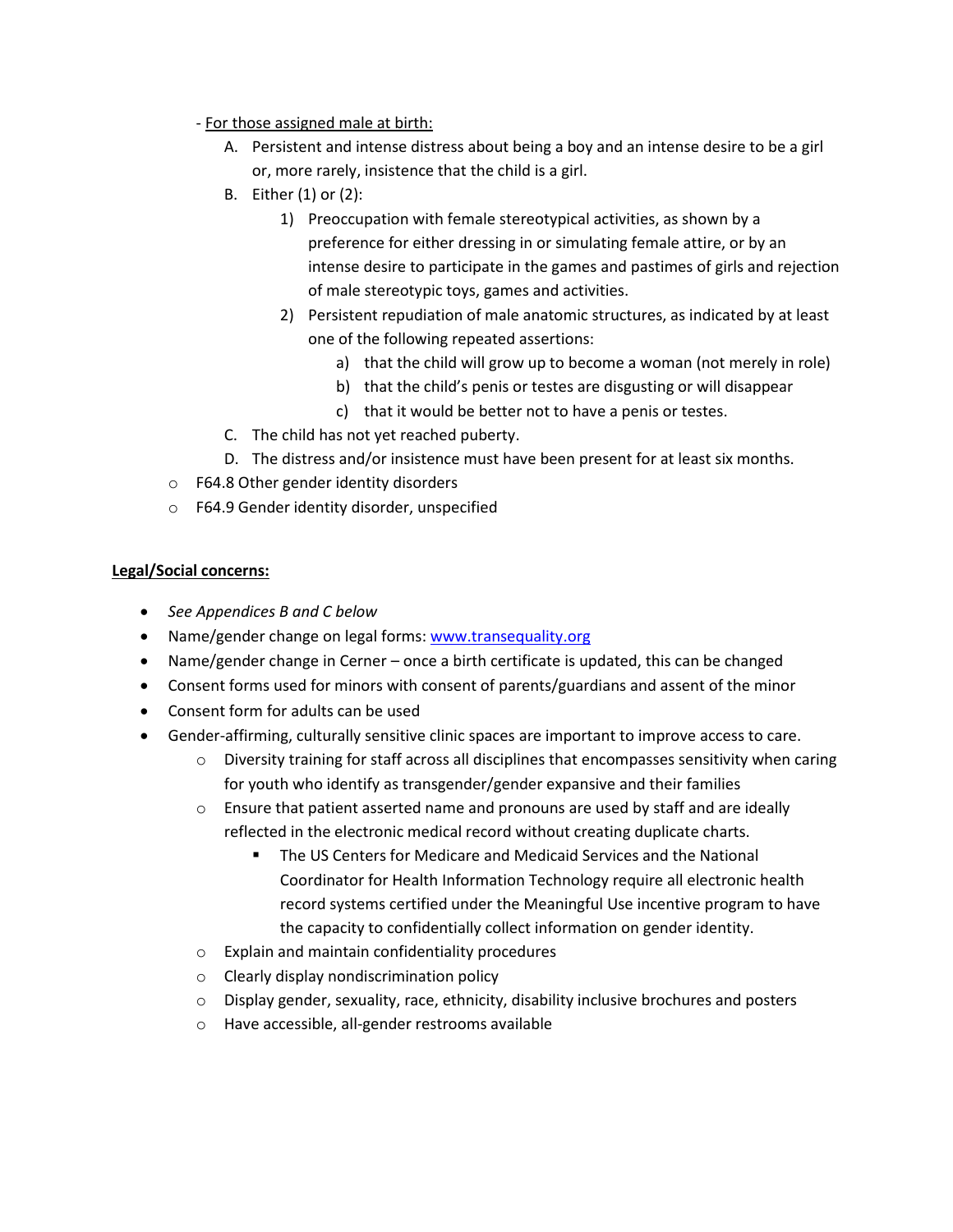- For those assigned male at birth:

  A. Persistent and intense distress about being a boy and an intense desire to be a girl or, more rarely, insistence that the child is a girl.

  B. Either (1) or (2):

     1) Preoccupation with female stereotypical activities, as shown by a preference for either dressing in or simulating female attire, or by an intense desire to participate in the games and pastimes of girls and rejection of male stereotypic toys, games and activities.

     2) Persistent repudiation of male anatomic structures, as indicated by at least one of the following repeated assertions:

        a) that the child will grow up to become a woman (not merely in role)

        b) that the child's penis or testes are disgusting or will disappear

        c) that it would be better not to have a penis or testes.

  C. The child has not yet reached puberty.

  D. The distress and/or insistence must have been present for at least six months.

- F64.8 Other gender identity disorders
- F64.9 Gender identity disorder, unspecified

**Legal/Social concerns:**

- *See Appendices B and C below*
- Name/gender change on legal forms: www.transequality.org
- Name/gender change in Cerner – once a birth certificate is updated, this can be changed
- Consent forms used for minors with consent of parents/guardians and assent of the minor
- Consent form for adults can be used
- Gender-affirming, culturally sensitive clinic spaces are important to improve access to care.
  - Diversity training for staff across all disciplines that encompasses sensitivity when caring for youth who identify as transgender/gender expansive and their families
  - Ensure that patient asserted name and pronouns are used by staff and are ideally reflected in the electronic medical record without creating duplicate charts.
    - The US Centers for Medicare and Medicaid Services and the National Coordinator for Health Information Technology require all electronic health record systems certified under the Meaningful Use incentive program to have the capacity to confidentially collect information on gender identity.
  - Explain and maintain confidentiality procedures
  - Clearly display nondiscrimination policy
  - Display gender, sexuality, race, ethnicity, disability inclusive brochures and posters
  - Have accessible, all-gender restrooms available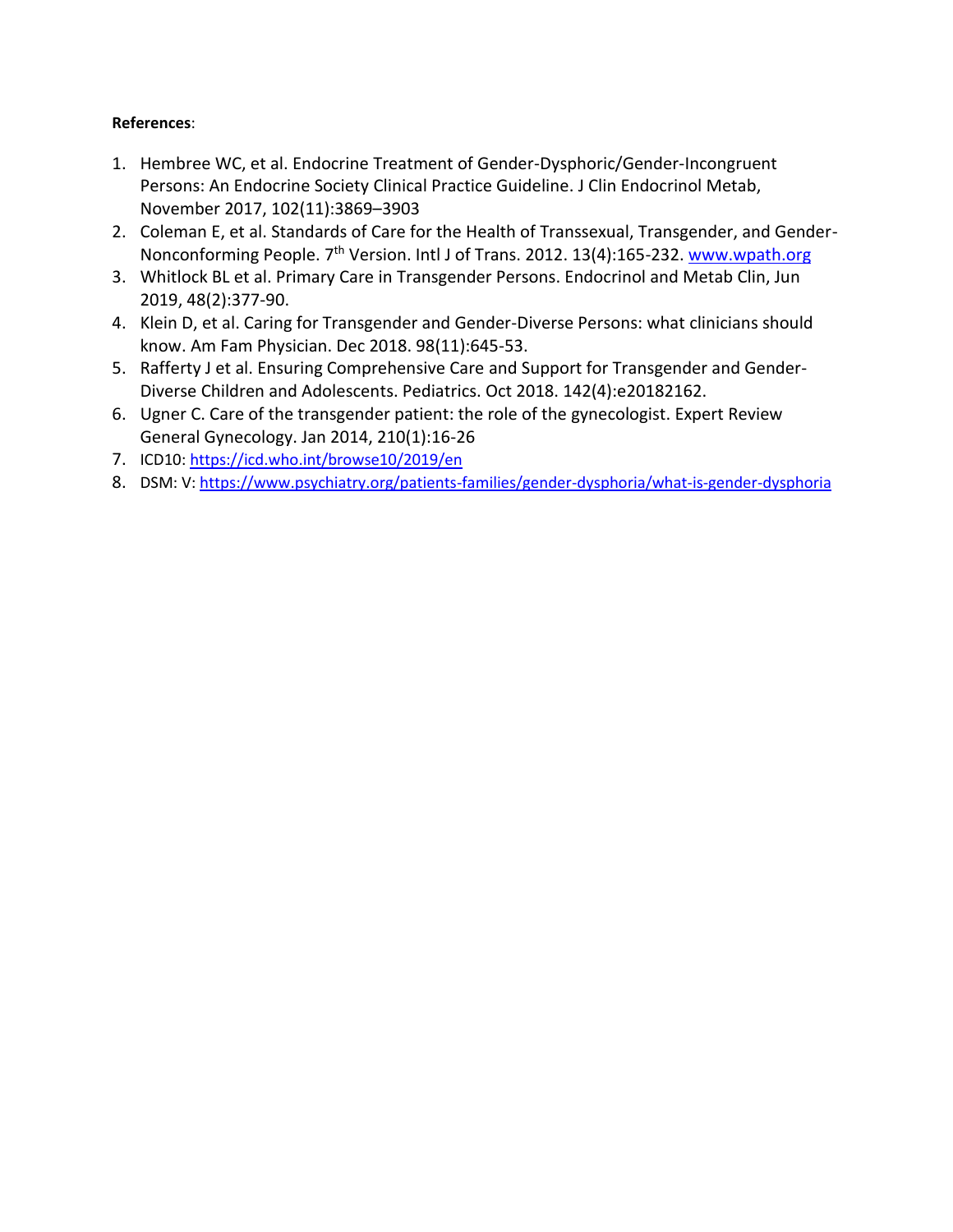**References**:

1. Hembree WC, et al. Endocrine Treatment of Gender-Dysphoric/Gender-Incongruent Persons: An Endocrine Society Clinical Practice Guideline. J Clin Endocrinol Metab, November 2017, 102(11):3869–3903
2. Coleman E, et al. Standards of Care for the Health of Transsexual, Transgender, and Gender-Nonconforming People. 7th Version. Intl J of Trans. 2012. 13(4):165-232. www.wpath.org
3. Whitlock BL et al. Primary Care in Transgender Persons. Endocrinol and Metab Clin, Jun 2019, 48(2):377-90.
4. Klein D, et al. Caring for Transgender and Gender-Diverse Persons: what clinicians should know. Am Fam Physician. Dec 2018. 98(11):645-53.
5. Rafferty J et al. Ensuring Comprehensive Care and Support for Transgender and Gender-Diverse Children and Adolescents. Pediatrics. Oct 2018. 142(4):e20182162.
6. Ugner C. Care of the transgender patient: the role of the gynecologist. Expert Review General Gynecology. Jan 2014, 210(1):16-26
7. ICD10: https://icd.who.int/browse10/2019/en
8. DSM: V: https://www.psychiatry.org/patients-families/gender-dysphoria/what-is-gender-dysphoria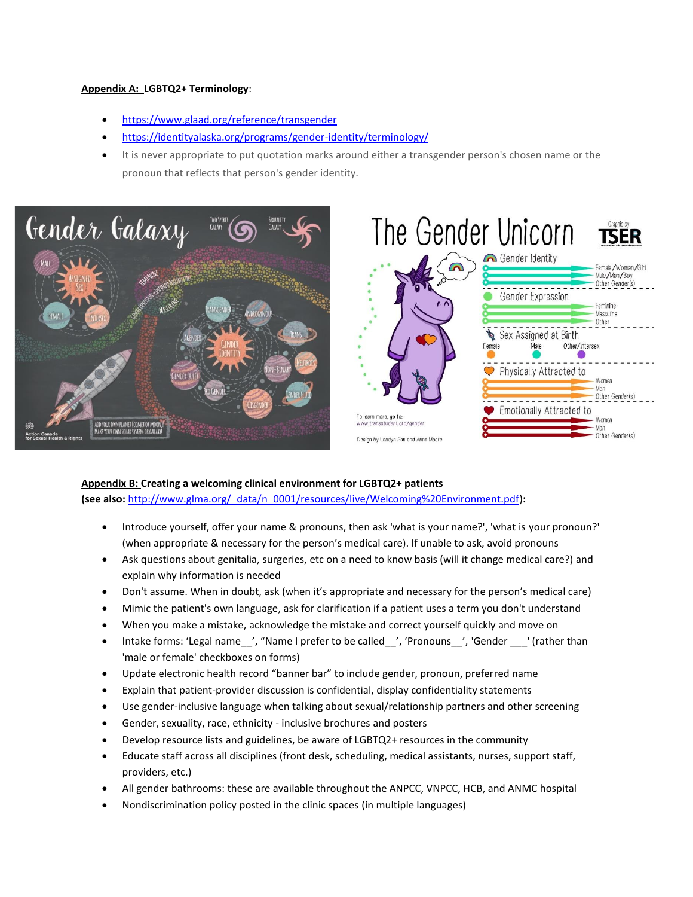**Appendix A: LGBTQ2+ Terminology**:

- https://www.glaad.org/reference/transgender
- https://identityalaska.org/programs/gender-identity/terminology/
- It is never appropriate to put quotation marks around either a transgender person's chosen name or the pronoun that reflects that person's gender identity.

**Appendix B: Creating a welcoming clinical environment for LGBTQ2+ patients**
**(see also: http://www.glma.org/_data/n_0001/resources/live/Welcoming%20Environment.pdf):**

- Introduce yourself, offer your name & pronouns, then ask 'what is your name?', 'what is your pronoun?' (when appropriate & necessary for the person's medical care). If unable to ask, avoid pronouns
- Ask questions about genitalia, surgeries, etc on a need to know basis (will it change medical care?) and explain why information is needed
- Don't assume. When in doubt, ask (when it's appropriate and necessary for the person's medical care)
- Mimic the patient's own language, ask for clarification if a patient uses a term you don't understand
- When you make a mistake, acknowledge the mistake and correct yourself quickly and move on
- Intake forms: 'Legal name__', "Name I prefer to be called__', 'Pronouns__', 'Gender ___' (rather than 'male or female' checkboxes on forms)
- Update electronic health record "banner bar" to include gender, pronoun, preferred name
- Explain that patient-provider discussion is confidential, display confidentiality statements
- Use gender-inclusive language when talking about sexual/relationship partners and other screening
- Gender, sexuality, race, ethnicity - inclusive brochures and posters
- Develop resource lists and guidelines, be aware of LGBTQ2+ resources in the community
- Educate staff across all disciplines (front desk, scheduling, medical assistants, nurses, support staff, providers, etc.)
- All gender bathrooms: these are available throughout the ANPCC, VNPCC, HCB, and ANMC hospital
- Nondiscrimination policy posted in the clinic spaces (in multiple languages)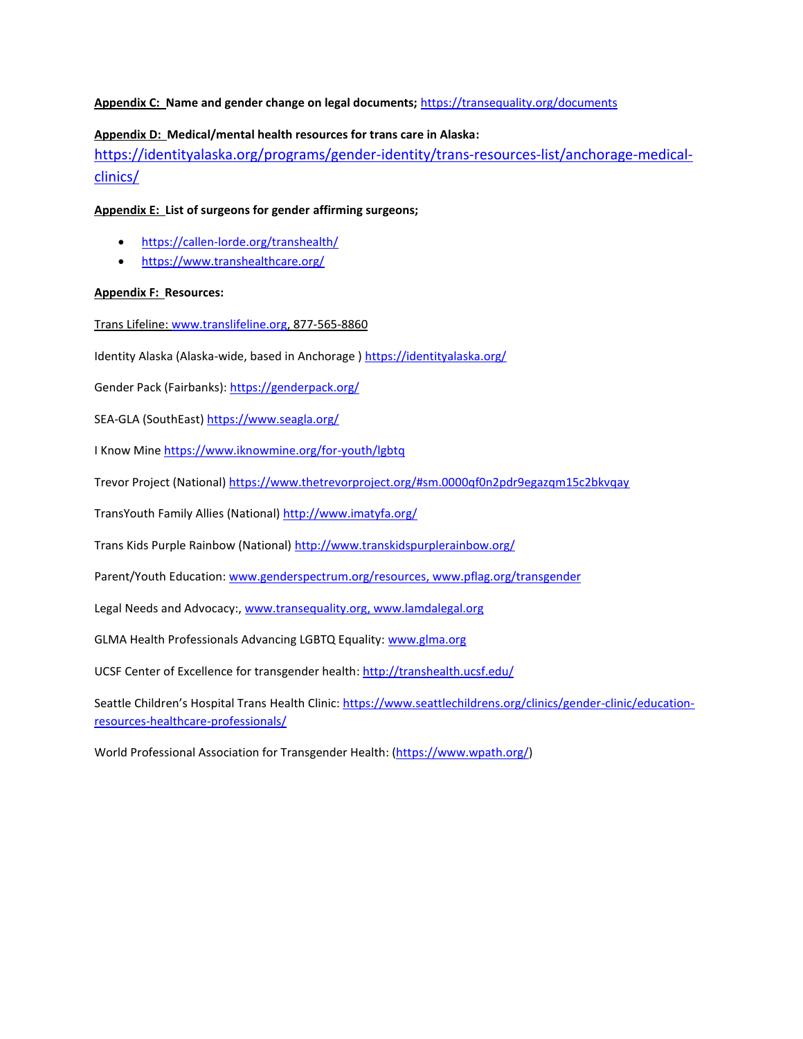**Appendix C: Name and gender change on legal documents;** https://transequality.org/documents

**Appendix D: Medical/mental health resources for trans care in Alaska:**
https://identityalaska.org/programs/gender-identity/trans-resources-list/anchorage-medical-clinics/

**Appendix E: List of surgeons for gender affirming surgeons;**

- https://callen-lorde.org/transhealth/
- https://www.transhealthcare.org/

**Appendix F: Resources:**

Trans Lifeline: www.translifeline.org, 877-565-8860

Identity Alaska (Alaska-wide, based in Anchorage ) https://identityalaska.org/

Gender Pack (Fairbanks): https://genderpack.org/

SEA-GLA (SouthEast) https://www.seagla.org/

I Know Mine https://www.iknowmine.org/for-youth/lgbtq

Trevor Project (National) https://www.thetrevorproject.org/#sm.0000qf0n2pdr9egazqm15c2bkvqay

TransYouth Family Allies (National) http://www.imatyfa.org/

Trans Kids Purple Rainbow (National) http://www.transkidspurplerainbow.org/

Parent/Youth Education: www.genderspectrum.org/resources, www.pflag.org/transgender

Legal Needs and Advocacy:, www.transequality.org, www.lamdalegal.org

GLMA Health Professionals Advancing LGBTQ Equality: www.glma.org

UCSF Center of Excellence for transgender health: http://transhealth.ucsf.edu/

Seattle Children's Hospital Trans Health Clinic: https://www.seattlechildrens.org/clinics/gender-clinic/education-resources-healthcare-professionals/

World Professional Association for Transgender Health: (https://www.wpath.org/)